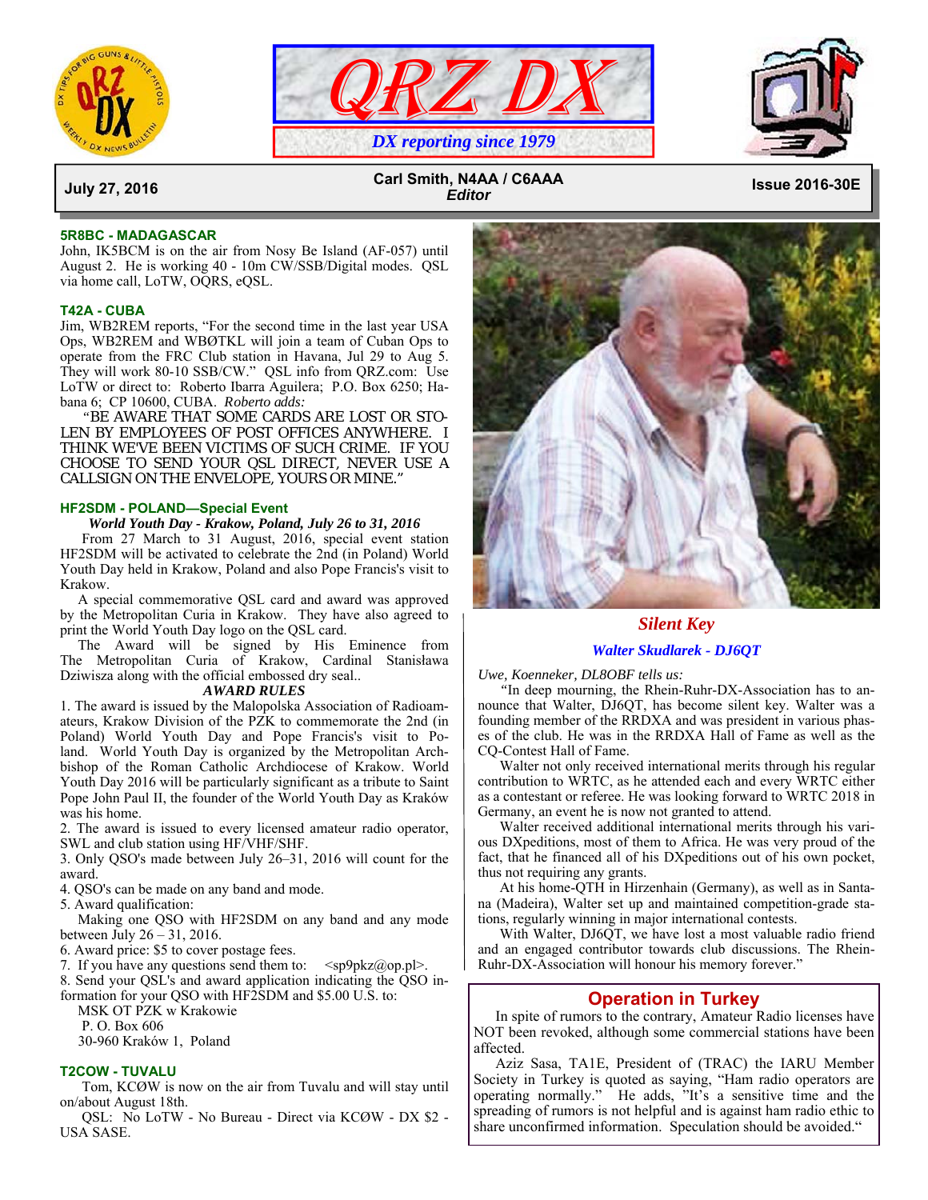# QRZ DX

*DX reporting since 1979*

**July 27, 2016** | **Carl Smith, N4AA / C6AAA** *Editor* | **Issue 2016-30E**

### 5R8BC - MADAGASCAR

John, IK5BCM is on the air from Nosy Be Island (AF-057) until August 2. He is working 40 - 10m CW/SSB/Digital modes. QSL via home call, LoTW, OQRS, eQSL.

### T42A - CUBA

Jim, WB2REM reports, "For the second time in the last year USA Ops, WB2REM and WBØTKL will join a team of Cuban Ops to operate from the FRC Club station in Havana, Jul 29 to Aug 5. They will work 80-10 SSB/CW." QSL info from QRZ.com: Use LoTW or direct to: Roberto Ibarra Aguilera; P.O. Box 6250; Habana 6; CP 10600, CUBA. *Roberto adds:*

"BE AWARE THAT SOME CARDS ARE LOST OR STOLEN BY EMPLOYEES OF POST OFFICES ANYWHERE. I THINK WE'VE BEEN VICTIMS OF SUCH CRIME. IF YOU CHOOSE TO SEND YOUR QSL DIRECT, NEVER USE A CALLSIGN ON THE ENVELOPE, YOURS OR MINE."

### HF2SDM - POLAND—Special Event

***World Youth Day - Krakow, Poland, July 26 to 31, 2016***

From 27 March to 31 August, 2016, special event station HF2SDM will be activated to celebrate the 2nd (in Poland) World Youth Day held in Krakow, Poland and also Pope Francis's visit to Krakow.

A special commemorative QSL card and award was approved by the Metropolitan Curia in Krakow. They have also agreed to print the World Youth Day logo on the QSL card.

The Award will be signed by His Eminence from The Metropolitan Curia of Krakow, Cardinal Stanisława Dziwisza along with the official embossed dry seal..

***AWARD RULES***

1. The award is issued by the Malopolska Association of Radioamateurs, Krakow Division of the PZK to commemorate the 2nd (in Poland) World Youth Day and Pope Francis's visit to Poland. World Youth Day is organized by the Metropolitan Archbishop of the Roman Catholic Archdiocese of Krakow. World Youth Day 2016 will be particularly significant as a tribute to Saint Pope John Paul II, the founder of the World Youth Day as Kraków was his home.
2. The award is issued to every licensed amateur radio operator, SWL and club station using HF/VHF/SHF.
3. Only QSO's made between July 26–31, 2016 will count for the award.
4. QSO's can be made on any band and mode.
5. Award qualification:
   Making one QSO with HF2SDM on any band and any mode between July 26 – 31, 2016.
6. Award price: $5 to cover postage fees.
7. If you have any questions send them to: <sp9pkz@op.pl>.
8. Send your QSL's and award application indicating the QSO information for your QSO with HF2SDM and $5.00 U.S. to:

   MSK OT PZK w Krakowie
   P. O. Box 606
   30-960 Kraków 1, Poland

### T2COW - TUVALU

Tom, KCØW is now on the air from Tuvalu and will stay until on/about August 18th.

QSL: No LoTW - No Bureau - Direct via KCØW - DX $2 - USA SASE.

## *Silent Key*

***Walter Skudlarek - DJ6QT***

*Uwe, Koenneker, DL8OBF tells us:*

"In deep mourning, the Rhein-Ruhr-DX-Association has to announce that Walter, DJ6QT, has become silent key. Walter was a founding member of the RRDXA and was president in various phases of the club. He was in the RRDXA Hall of Fame as well as the CQ-Contest Hall of Fame.

Walter not only received international merits through his regular contribution to WRTC, as he attended each and every WRTC either as a contestant or referee. He was looking forward to WRTC 2018 in Germany, an event he is now not granted to attend.

Walter received additional international merits through his various DXpeditions, most of them to Africa. He was very proud of the fact, that he financed all of his DXpeditions out of his own pocket, thus not requiring any grants.

At his home-QTH in Hirzenhain (Germany), as well as in Santana (Madeira), Walter set up and maintained competition-grade stations, regularly winning in major international contests.

With Walter, DJ6QT, we have lost a most valuable radio friend and an engaged contributor towards club discussions. The Rhein-Ruhr-DX-Association will honour his memory forever."

## Operation in Turkey

In spite of rumors to the contrary, Amateur Radio licenses have NOT been revoked, although some commercial stations have been affected.

Aziz Sasa, TA1E, President of (TRAC) the IARU Member Society in Turkey is quoted as saying, "Ham radio operators are operating normally." He adds, "It's a sensitive time and the spreading of rumors is not helpful and is against ham radio ethic to share unconfirmed information. Speculation should be avoided."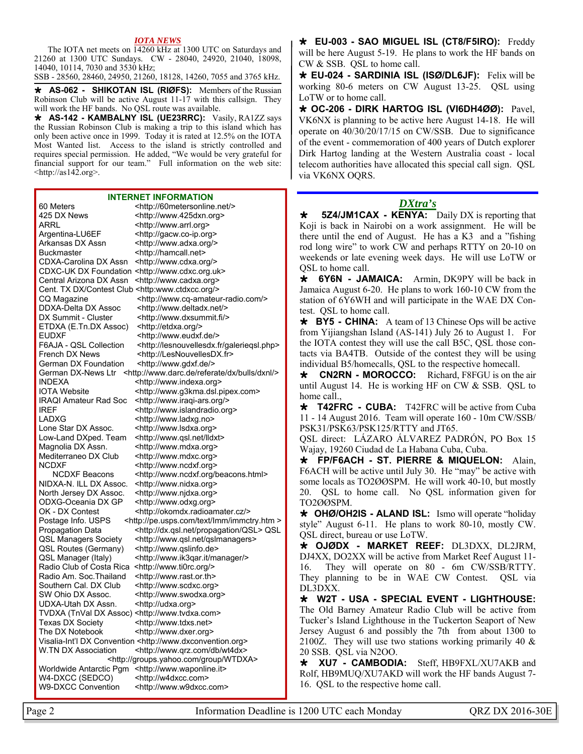## *IOTA NEWS*

The IOTA net meets on 14260 kHz at 1300 UTC on Saturdays and 21260 at 1300 UTC Sundays. CW - 28040, 24920, 21040, 18098, 14040, 10114, 7030 and 3530 kHz;
SSB - 28560, 28460, 24950, 21260, 18128, 14260, 7055 and 3765 kHz.

★ **AS-062 - SHIKOTAN ISL (RIØFS):** Members of the Russian Robinson Club will be active August 11-17 with this callsign. They will work the HF bands. No QSL route was available.

★ **AS-142 - KAMBALNY ISL (UE23RRC):** Vasily, RA1ZZ says the Russian Robinson Club is making a trip to this island which has only been active once in 1999. Today it is rated at 12.5% on the IOTA Most Wanted list. Access to the island is strictly controlled and requires special permission. He added, "We would be very grateful for financial support for our team." Full information on the web site: <http://as142.org>.

★ **EU-003 - SAO MIGUEL ISL (CT8/F5IRO):** Freddy will be here August 5-19. He plans to work the HF bands on CW & SSB. QSL to home call.

★ **EU-024 - SARDINIA ISL (ISØ/DL6JF):** Felix will be working 80-6 meters on CW August 13-25. QSL using LoTW or to home call.

★ **OC-206 - DIRK HARTOG ISL (VI6DH4ØØ):** Pavel, VK6NX is planning to be active here August 14-18. He will operate on 40/30/20/17/15 on CW/SSB. Due to significance of the event - commemoration of 400 years of Dutch explorer Dirk Hartog landing at the Western Australia coast - local telecom authorities have allocated this special call sign. QSL via VK6NX OQRS.

## INTERNET INFORMATION

| | |
|---|---|
| 60 Meters | <http://60metersonline.net/> |
| 425 DX News | <http://www.425dxn.org> |
| ARRL | <http://www.arrl.org> |
| Argentina-LU6EF | <http://gacw.co-ip.org> |
| Arkansas DX Assn | <http://www.adxa.org/> |
| Buckmaster | <http://hamcall.net> |
| CDXA-Carolina DX Assn | <http://www.cdxa.org/> |
| CDXC-UK DX Foundation | <http://www.cdxc.org.uk> |
| Central Arizona DX Assn | <http://www.cadxa.org> |
| Cent. TX DX/Contest Club | <http:www.ctdxcc.org/> |
| CQ Magazine | <http://www.cq-amateur-radio.com/> |
| DDXA-Delta DX Assoc | <http://www.deltadx.net/> |
| DX Summit - Cluster | <http://www.dxsummit.fi/> |
| ETDXA (E.Tn.DX Assoc) | <http://etdxa.org/> |
| EUDXF | <http://www.eudxf.de/> |
| F6AJA - QSL Collection | <http://lesnouvellesdx.fr/galerieqsl.php> |
| French DX News | <http://LesNouvellesDX.fr> |
| German DX Foundation | <http://www.gdxf.de/> |
| German DX-News Ltr | <http://www.darc.de/referate/dx/bulls/dxnl/> |
| INDEXA | <http://www.indexa.org> |
| IOTA Website | <http://www.g3kma.dsl.pipex.com> |
| IRAQI Amateur Rad Soc | <http://www.iraqi-ars.org/> |
| IREF | <http://www.islandradio.org> |
| LADXG | <http://www.ladxg.no> |
| Lone Star DX Assoc. | <http://www.lsdxa.org> |
| Low-Land DXped. Team | <http://www.qsl.net/lldxt> |
| Magnolia DX Assn. | <http://www.mdxa.org> |
| Mediterraneo DX Club | <http://www.mdxc.org> |
| NCDXF | <http://www.ncdxf.org> |
| NCDXF Beacons | <http://www.ncdxf.org/beacons.html> |
| NIDXA-N. ILL DX Assoc. | <http://www.nidxa.org> |
| North Jersey DX Assoc. | <http://www.njdxa.org> |
| ODXG-Oceania DX GP | <http://www.odxg.org> |
| OK - DX Contest | <http://okomdx.radioamater.cz/> |
| Postage Info. USPS | <http://pe.usps.com/text/Imm/immctry.htm > |
| Propagation Data | <http://dx.qsl.net/propagation/QSL> QSL |
| QSL Managers Society | <http://www.qsl.net/qslmanagers> |
| QSL Routes (Germany) | <http://www.qslinfo.de> |
| QSL Manager (Italy) | <http://www.ik3qar.it/manager/> |
| Radio Club of Costa Rica | <http://www.ti0rc.org/> |
| Radio Am. Soc.Thailand | <http://www.rast.or.th> |
| Southern Cal. DX Club | <http://www.scdxc.org> |
| SW Ohio DX Assoc. | <http://www.swodxa.org> |
| UDXA-Utah DX Assn. | <http://udxa.org> |
| TVDXA (TnVal DX Assoc) | <http://www.tvdxa.com> |
| Texas DX Society | <http://www.tdxs.net> |
| The DX Notebook | <http://www.dxer.org> |
| Visalia-Int'l DX Convention | <http://www.dxconvention.org> |
| W.TN DX Association | <http://www.qrz.com/db/wt4dx> <http://groups.yahoo.com/group/WTDXA> |
| Worldwide Antarctic Pgm | <http://www.waponline.it> |
| W4-DXCC (SEDCO) | <http://w4dxcc.com> |
| W9-DXCC Convention | <http://www.w9dxcc.com> |

## *DXtra's*

★ **5Z4/JM1CAX - KENYA:** Daily DX is reporting that Koji is back in Nairobi on a work assignment. He will be there until the end of August. He has a K3 and a "fishing rod long wire" to work CW and perhaps RTTY on 20-10 on weekends or late evening week days. He will use LoTW or QSL to home call.

★ **6Y6N - JAMAICA:** Armin, DK9PY will be back in Jamaica August 6-20. He plans to work 160-10 CW from the station of 6Y6WH and will participate in the WAE DX Contest. QSL to home call.

★ **BY5 - CHINA:** A team of 13 Chinese Ops will be active from Yijiangshan Island (AS-141) July 26 to August 1. For the IOTA contest they will use the call B5C, QSL those contacts via BA4TB. Outside of the contest they will be using individual B5/homecalls, QSL to the respective homecall.

★ **CN2RN - MOROCCO:** Richard, F8FGU is on the air until August 14. He is working HF on CW & SSB. QSL to home call.,

★ **T42FRC - CUBA:** T42FRC will be active from Cuba 11 - 14 August 2016. Team will operate 160 - 10m CW/SSB/ PSK31/PSK63/PSK125/RTTY and JT65.
QSL direct: LÁZARO ÁLVAREZ PADRÓN, PO Box 15 Wajay, 19260 Ciudad de La Habana Cuba, Cuba.

★ **FP/F6ACH - ST. PIERRE & MIQUELON:** Alain, F6ACH will be active until July 30. He "may" be active with some locals as TO2ØØSPM. He will work 40-10, but mostly 20. QSL to home call. No QSL information given for TO2ØØSPM.

★ **OHØ/OH2IS - ALAND ISL:** Ismo will operate "holiday style" August 6-11. He plans to work 80-10, mostly CW. QSL direct, bureau or use LoTW.

★ **OJØDX - MARKET REEF:** DL3DXX, DL2JRM, DJ4XX, DO2XX will be active from Market Reef August 11-16. They will operate on 80 - 6m CW/SSB/RTTY. They planning to be in WAE CW Contest. QSL via DL3DXX.

★ **W2T - USA - SPECIAL EVENT - LIGHTHOUSE:** The Old Barney Amateur Radio Club will be active from Tucker's Island Lighthouse in the Tuckerton Seaport of New Jersey August 6 and possibly the 7th from about 1300 to 2100Z. They will use two stations working primarily 40 & 20 SSB. QSL via N2OO.

★ **XU7 - CAMBODIA:** Steff, HB9FXL/XU7AKB and Rolf, HB9MUQ/XU7AKD will work the HF bands August 7-16. QSL to the respective home call.

Information Deadline is 1200 UTC each Monday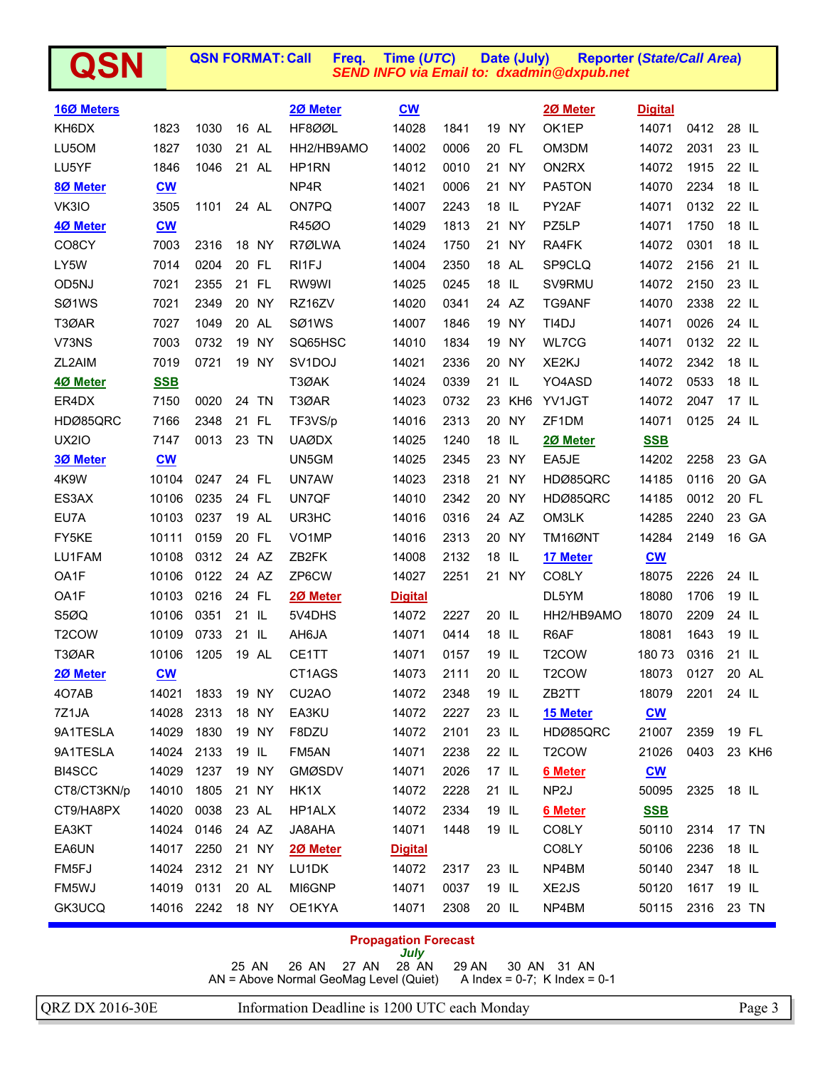# QSN

**QSN FORMAT: Call Freq. Time (*UTC*) Date (July) Reporter (*State/Call Area*)**
***SEND INFO via Email to: dxadmin@dxpub.net***

## 16Ø Meters

| Call | Freq. | Time | Date | Reporter |
|---|---|---|---|---|
| KH6DX | 1823 | 1030 | 16 | AL |
| LU5OM | 1827 | 1030 | 21 | AL |
| LU5YF | 1846 | 1046 | 21 | AL |

## 8Ø Meter CW

| Call | Freq. | Time | Date | Reporter |
|---|---|---|---|---|
| VK3IO | 3505 | 1101 | 24 | AL |

## 4Ø Meter CW

| Call | Freq. | Time | Date | Reporter |
|---|---|---|---|---|
| CO8CY | 7003 | 2316 | 18 | NY |
| LY5W | 7014 | 0204 | 20 | FL |
| OD5NJ | 7021 | 2355 | 21 | FL |
| SØ1WS | 7021 | 2349 | 20 | NY |
| T3ØAR | 7027 | 1049 | 20 | AL |
| V73NS | 7003 | 0732 | 19 | NY |
| ZL2AIM | 7019 | 0721 | 19 | NY |

## 4Ø Meter SSB

| Call | Freq. | Time | Date | Reporter |
|---|---|---|---|---|
| ER4DX | 7150 | 0020 | 24 | TN |
| HDØ85QRC | 7166 | 2348 | 21 | FL |
| UX2IO | 7147 | 0013 | 23 | TN |

## 3Ø Meter CW

| Call | Freq. | Time | Date | Reporter |
|---|---|---|---|---|
| 4K9W | 10104 | 0247 | 24 | FL |
| ES3AX | 10106 | 0235 | 24 | FL |
| EU7A | 10103 | 0237 | 19 | AL |
| FY5KE | 10111 | 0159 | 20 | FL |
| LU1FAM | 10108 | 0312 | 24 | AZ |
| OA1F | 10106 | 0122 | 24 | AZ |
| OA1F | 10103 | 0216 | 24 | FL |
| S5ØQ | 10106 | 0351 | 21 | IL |
| T2COW | 10109 | 0733 | 21 | IL |
| T3ØAR | 10106 | 1205 | 19 | AL |

## 2Ø Meter CW

| Call | Freq. | Time | Date | Reporter |
|---|---|---|---|---|
| 4O7AB | 14021 | 1833 | 19 | NY |
| 7Z1JA | 14028 | 2313 | 18 | NY |
| 9A1TESLA | 14029 | 1830 | 19 | NY |
| 9A1TESLA | 14024 | 2133 | 19 | IL |
| BI4SCC | 14029 | 1237 | 19 | NY |
| CT8/CT3KN/p | 14010 | 1805 | 21 | NY |
| CT9/HA8PX | 14020 | 0038 | 23 | AL |
| EA3KT | 14024 | 0146 | 24 | AZ |
| EA6UN | 14017 | 2250 | 21 | NY |
| FM5FJ | 14024 | 2312 | 21 | NY |
| FM5WJ | 14019 | 0131 | 20 | AL |
| GK3UCQ | 14016 | 2242 | 18 | NY |
| HF8ØØL | 14028 | 1841 | 19 | NY |
| HH2/HB9AMO | 14002 | 0006 | 20 | FL |
| HP1RN | 14012 | 0010 | 21 | NY |
| NP4R | 14021 | 0006 | 21 | NY |
| ON7PQ | 14007 | 2243 | 18 | IL |
| R45ØO | 14029 | 1813 | 21 | NY |
| R7ØLWA | 14024 | 1750 | 21 | NY |
| RI1FJ | 14004 | 2350 | 18 | AL |
| RW9WI | 14025 | 0245 | 18 | IL |
| RZ16ZV | 14020 | 0341 | 24 | AZ |
| SØ1WS | 14007 | 1846 | 19 | NY |
| SQ65HSC | 14010 | 1834 | 19 | NY |
| SV1DOJ | 14021 | 2336 | 20 | NY |
| T3ØAK | 14024 | 0339 | 21 | IL |
| T3ØAR | 14023 | 0732 | 23 | KH6 |
| TF3VS/p | 14016 | 2313 | 20 | NY |
| UAØDX | 14025 | 1240 | 18 | IL |
| UN5GM | 14025 | 2345 | 23 | NY |
| UN7AW | 14023 | 2318 | 21 | NY |
| UN7QF | 14010 | 2342 | 20 | NY |
| UR3HC | 14016 | 0316 | 24 | AZ |
| VO1MP | 14016 | 2313 | 20 | NY |
| ZB2FK | 14008 | 2132 | 18 | IL |
| ZP6CW | 14027 | 2251 | 21 | NY |

## 2Ø Meter Digital

| Call | Freq. | Time | Date | Reporter |
|---|---|---|---|---|
| 5V4DHS | 14072 | 2227 | 20 | IL |
| AH6JA | 14071 | 0414 | 18 | IL |
| CE1TT | 14071 | 0157 | 19 | IL |
| CT1AGS | 14073 | 2111 | 20 | IL |
| CU2AO | 14072 | 2348 | 19 | IL |
| EA3KU | 14072 | 2227 | 23 | IL |
| F8DZU | 14072 | 2101 | 23 | IL |
| FM5AN | 14071 | 2238 | 22 | IL |
| GMØSDV | 14071 | 2026 | 17 | IL |
| HK1X | 14072 | 2228 | 21 | IL |
| HP1ALX | 14072 | 2334 | 19 | IL |
| JA8AHA | 14071 | 1448 | 19 | IL |

## 2Ø Meter Digital

| Call | Freq. | Time | Date | Reporter |
|---|---|---|---|---|
| LU1DK | 14072 | 2317 | 23 | IL |
| MI6GNP | 14071 | 0037 | 19 | IL |
| OE1KYA | 14071 | 2308 | 20 | IL |

## 2Ø Meter Digital

| Call | Freq. | Time | Date | Reporter |
|---|---|---|---|---|
| OK1EP | 14071 | 0412 | 28 | IL |
| OM3DM | 14072 | 2031 | 23 | IL |
| ON2RX | 14072 | 1915 | 22 | IL |
| PA5TON | 14070 | 2234 | 18 | IL |
| PY2AF | 14071 | 0132 | 22 | IL |
| PZ5LP | 14071 | 1750 | 18 | IL |
| RA4FK | 14072 | 0301 | 18 | IL |
| SP9CLQ | 14072 | 2156 | 21 | IL |
| SV9RMU | 14072 | 2150 | 23 | IL |
| TG9ANF | 14070 | 2338 | 22 | IL |
| TI4DJ | 14071 | 0026 | 24 | IL |
| WL7CG | 14071 | 0132 | 22 | IL |
| XE2KJ | 14072 | 2342 | 18 | IL |
| YO4ASD | 14072 | 0533 | 18 | IL |
| YV1JGT | 14072 | 2047 | 17 | IL |
| ZF1DM | 14071 | 0125 | 24 | IL |

## 2Ø Meter SSB

| Call | Freq. | Time | Date | Reporter |
|---|---|---|---|---|
| EA5JE | 14202 | 2258 | 23 | GA |
| HDØ85QRC | 14185 | 0116 | 20 | GA |
| HDØ85QRC | 14185 | 0012 | 20 | FL |
| OM3LK | 14285 | 2240 | 23 | GA |
| TM16ØNT | 14284 | 2149 | 16 | GA |

## 17 Meter CW

| Call | Freq. | Time | Date | Reporter |
|---|---|---|---|---|
| CO8LY | 18075 | 2226 | 24 | IL |
| DL5YM | 18080 | 1706 | 19 | IL |
| HH2/HB9AMO | 18070 | 2209 | 24 | IL |
| R6AF | 18081 | 1643 | 19 | IL |
| T2COW | 180 73 | 0316 | 21 | IL |
| T2COW | 18073 | 0127 | 20 | AL |
| ZB2TT | 18079 | 2201 | 24 | IL |

## 15 Meter CW

| Call | Freq. | Time | Date | Reporter |
|---|---|---|---|---|
| HDØ85QRC | 21007 | 2359 | 19 | FL |
| T2COW | 21026 | 0403 | 23 | KH6 |

## 6 Meter CW

| Call | Freq. | Time | Date | Reporter |
|---|---|---|---|---|
| NP2J | 50095 | 2325 | 18 | IL |

## 6 Meter SSB

| Call | Freq. | Time | Date | Reporter |
|---|---|---|---|---|
| CO8LY | 50110 | 2314 | 17 | TN |
| CO8LY | 50106 | 2236 | 18 | IL |
| NP4BM | 50140 | 2347 | 18 | IL |
| XE2JS | 50120 | 1617 | 19 | IL |
| NP4BM | 50115 | 2316 | 23 | TN |

## Propagation Forecast

*July*

25 AN 26 AN 27 AN 28 AN 29 AN 30 AN 31 AN

AN = Above Normal GeoMag Level (Quiet) A Index = 0-7; K Index = 0-1

Information Deadline is 1200 UTC each Monday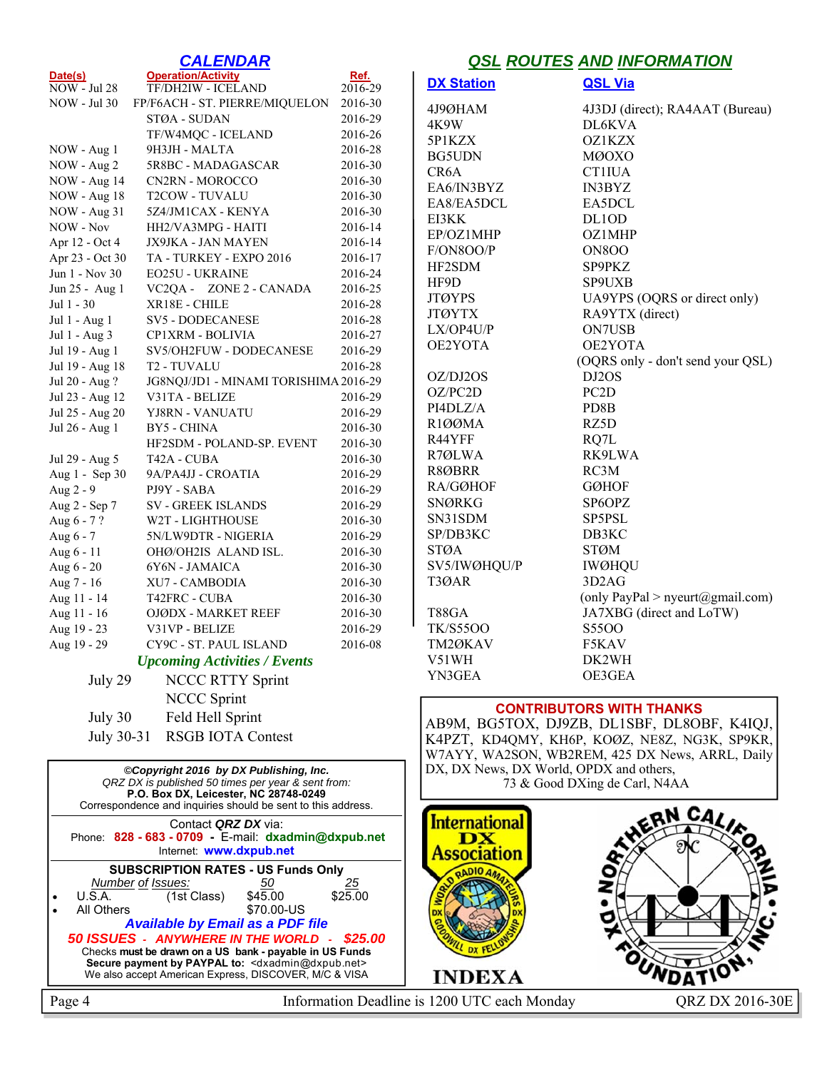## CALENDAR

| Date(s) | Operation/Activity | Ref. |
|---|---|---|
| NOW - Jul 28 | TF/DH2IW - ICELAND | 2016-29 |
| NOW - Jul 30 | FP/F6ACH - ST. PIERRE/MIQUELON | 2016-30 |
| | STØA - SUDAN | 2016-29 |
| | TF/W4MQC - ICELAND | 2016-26 |
| NOW - Aug 1 | 9H3JH - MALTA | 2016-28 |
| NOW - Aug 2 | 5R8BC - MADAGASCAR | 2016-30 |
| NOW - Aug 14 | CN2RN - MOROCCO | 2016-30 |
| NOW - Aug 18 | T2COW - TUVALU | 2016-30 |
| NOW - Aug 31 | 5Z4/JM1CAX - KENYA | 2016-30 |
| NOW - Nov | HH2/VA3MPG - HAITI | 2016-14 |
| Apr 12 - Oct 4 | JX9JKA - JAN MAYEN | 2016-14 |
| Apr 23 - Oct 30 | TA - TURKEY - EXPO 2016 | 2016-17 |
| Jun 1 - Nov 30 | EO25U - UKRAINE | 2016-24 |
| Jun 25 - Aug 1 | VC2QA - ZONE 2 - CANADA | 2016-25 |
| Jul 1 - 30 | XR18E - CHILE | 2016-28 |
| Jul 1 - Aug 1 | SV5 - DODECANESE | 2016-28 |
| Jul 1 - Aug 3 | CP1XRM - BOLIVIA | 2016-27 |
| Jul 19 - Aug 1 | SV5/OH2FUW - DODECANESE | 2016-29 |
| Jul 19 - Aug 18 | T2 - TUVALU | 2016-28 |
| Jul 20 - Aug ? | JG8NQJ/JD1 - MINAMI TORISHIMA | 2016-29 |
| Jul 23 - Aug 12 | V31TA - BELIZE | 2016-29 |
| Jul 25 - Aug 20 | YJ8RN - VANUATU | 2016-29 |
| Jul 26 - Aug 1 | BY5 - CHINA | 2016-30 |
| | HF2SDM - POLAND-SP. EVENT | 2016-30 |
| Jul 29 - Aug 5 | T42A - CUBA | 2016-30 |
| Aug 1 - Sep 30 | 9A/PA4JJ - CROATIA | 2016-29 |
| Aug 2 - 9 | PJ9Y - SABA | 2016-29 |
| Aug 2 - Sep 7 | SV - GREEK ISLANDS | 2016-29 |
| Aug 6 - 7 ? | W2T - LIGHTHOUSE | 2016-30 |
| Aug 6 - 7 | 5N/LW9DTR - NIGERIA | 2016-29 |
| Aug 6 - 11 | OHØ/OH2IS ALAND ISL. | 2016-30 |
| Aug 6 - 20 | 6Y6N - JAMAICA | 2016-30 |
| Aug 7 - 16 | XU7 - CAMBODIA | 2016-30 |
| Aug 11 - 14 | T42FRC - CUBA | 2016-30 |
| Aug 11 - 16 | OJØDX - MARKET REEF | 2016-30 |
| Aug 19 - 23 | V31VP - BELIZE | 2016-29 |
| Aug 19 - 29 | CY9C - ST. PAUL ISLAND | 2016-08 |

### *Upcoming Activities / Events*

| | |
|---|---|
| July 29 | NCCC RTTY Sprint |
| | NCCC Sprint |
| July 30 | Feld Hell Sprint |
| July 30-31 | RSGB IOTA Contest |

***©Copyright 2016 by DX Publishing, Inc.***
*QRZ DX is published 50 times per year & sent from:*
**P.O. Box DX, Leicester, NC 28748-0249**
Correspondence and inquiries should be sent to this address.

Contact *QRZ DX* via:
Phone: **828 - 683 - 0709** - E-mail: **dxadmin@dxpub.net**
Internet: **www.dxpub.net**

**SUBSCRIPTION RATES - US Funds Only**

| *Number of Issues:* | | *50* | *25* |
|---|---|---|---|
| • U.S.A. | (1st Class) | $45.00 | $25.00 |
| • All Others | | $70.00-US | |

***Available by Email as a PDF file***
***50 ISSUES - ANYWHERE IN THE WORLD - $25.00***
Checks **must be drawn on a US bank - payable in US Funds**
**Secure payment by PAYPAL to:** <dxadmin@dxpub.net>
We also accept American Express, DISCOVER, M/C & VISA

## QSL ROUTES AND INFORMATION

| DX Station | QSL Via |
|---|---|
| 4J9ØHAM | 4J3DJ (direct); RA4AAT (Bureau) |
| 4K9W | DL6KVA |
| 5P1KZX | OZ1KZX |
| BG5UDN | MØOXO |
| CR6A | CT1IUA |
| EA6/IN3BYZ | IN3BYZ |
| EA8/EA5DCL | EA5DCL |
| EI3KK | DL1OD |
| EP/OZ1MHP | OZ1MHP |
| F/ON8OO/P | ON8OO |
| HF2SDM | SP9PKZ |
| HF9D | SP9UXB |
| JTØYPS | UA9YPS (OQRS or direct only) |
| JTØYTX | RA9YTX (direct) |
| LX/OP4U/P | ON7USB |
| OE2YOTA | OE2YOTA (OQRS only - don't send your QSL) |
| OZ/DJ2OS | DJ2OS |
| OZ/PC2D | PC2D |
| PI4DLZ/A | PD8B |
| R1ØØMA | RZ5D |
| R44YFF | RQ7L |
| R7ØLWA | RK9LWA |
| R8ØBRR | RC3M |
| RA/GØHOF | GØHOF |
| SNØRKG | SP6OPZ |
| SN31SDM | SP5PSL |
| SP/DB3KC | DB3KC |
| STØA | STØM |
| SV5/IWØHQU/P | IWØHQU |
| T3ØAR | 3D2AG (only PayPal > nyeurt@gmail.com) |
| T88GA | JA7XBG (direct and LoTW) |
| TK/S55OO | S55OO |
| TM2ØKAV | F5KAV |
| V51WH | DK2WH |
| YN3GEA | OE3GEA |

**CONTRIBUTORS WITH THANKS**

AB9M, BG5TOX, DJ9ZB, DL1SBF, DL8OBF, K4IQJ, K4PZT, KD4QMY, KH6P, KOØZ, NE8Z, NG3K, SP9KR, W7AYY, WA2SON, WB2REM, 425 DX News, ARRL, Daily DX, DX News, DX World, OPDX and others,
73 & Good DXing de Carl, N4AA

International DX Association — INDEXA

Northern California DX Foundation, Inc.

Information Deadline is 1200 UTC each Monday